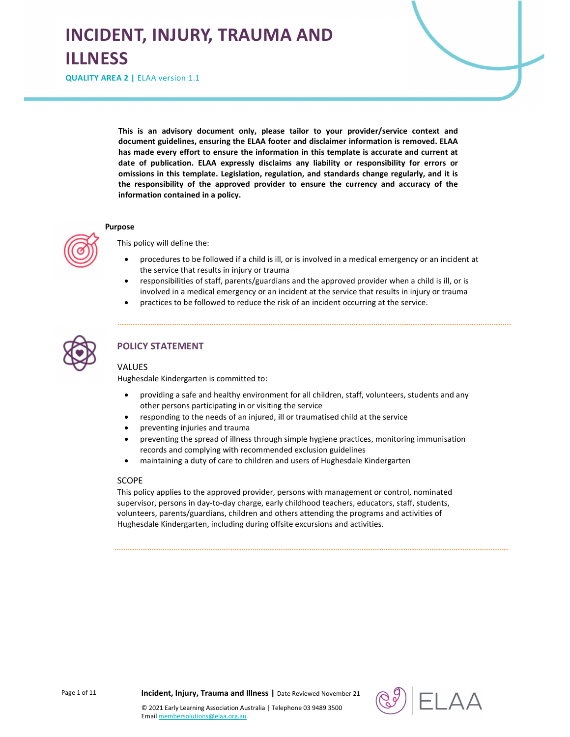# INCIDENT, INJURY, TRAUMA AND ILLNESS

**QUALITY AREA 2 |** ELAA version 1.1

**This is an advisory document only, please tailor to your provider/service context and document guidelines, ensuring the ELAA footer and disclaimer information is removed. ELAA has made every effort to ensure the information in this template is accurate and current at date of publication. ELAA expressly disclaims any liability or responsibility for errors or omissions in this template. Legislation, regulation, and standards change regularly, and it is the responsibility of the approved provider to ensure the currency and accuracy of the information contained in a policy.**

**Purpose**

This policy will define the:

- procedures to be followed if a child is ill, or is involved in a medical emergency or an incident at the service that results in injury or trauma
- responsibilities of staff, parents/guardians and the approved provider when a child is ill, or is involved in a medical emergency or an incident at the service that results in injury or trauma
- practices to be followed to reduce the risk of an incident occurring at the service.

## POLICY STATEMENT

### VALUES

Hughesdale Kindergarten is committed to:

- providing a safe and healthy environment for all children, staff, volunteers, students and any other persons participating in or visiting the service
- responding to the needs of an injured, ill or traumatised child at the service
- preventing injuries and trauma
- preventing the spread of illness through simple hygiene practices, monitoring immunisation records and complying with recommended exclusion guidelines
- maintaining a duty of care to children and users of Hughesdale Kindergarten

### SCOPE

This policy applies to the approved provider, persons with management or control, nominated supervisor, persons in day-to-day charge, early childhood teachers, educators, staff, students, volunteers, parents/guardians, children and others attending the programs and activities of Hughesdale Kindergarten, including during offsite excursions and activities.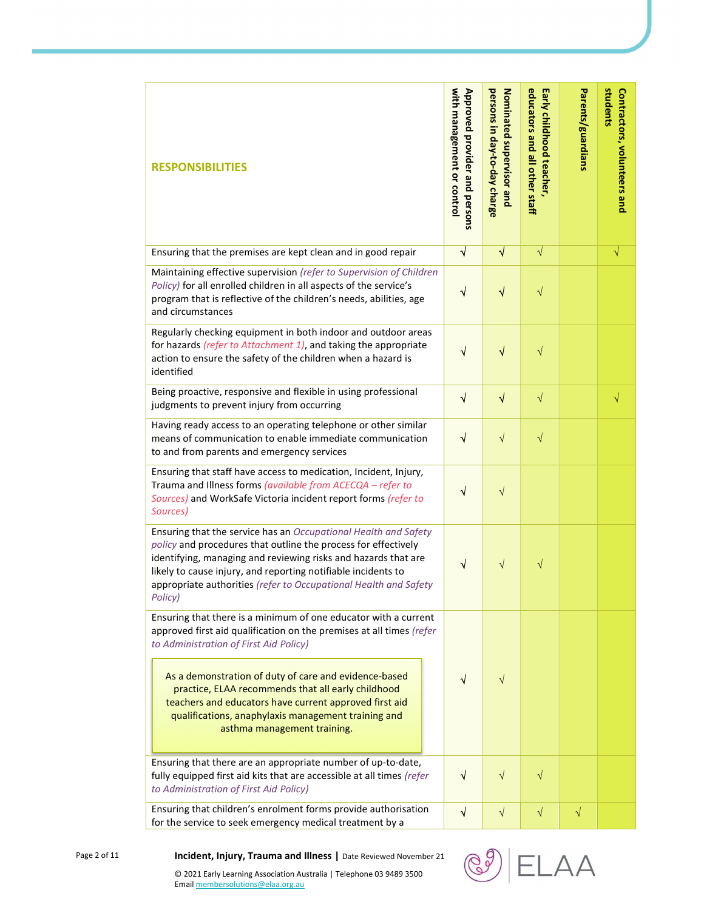| RESPONSIBILITIES | Approved provider and persons with management or control | Nominated supervisor and persons in day-to-day charge | Early childhood teacher, educators and all other staff | Parents/guardians | Contractors, volunteers and students |
|---|---|---|---|---|---|
| Ensuring that the premises are kept clean and in good repair | √ | √ | √ | | √ |
| Maintaining effective supervision *(refer to Supervision of Children Policy)* for all enrolled children in all aspects of the service's program that is reflective of the children's needs, abilities, age and circumstances | √ | √ | √ | | |
| Regularly checking equipment in both indoor and outdoor areas for hazards *(refer to Attachment 1)*, and taking the appropriate action to ensure the safety of the children when a hazard is identified | √ | √ | √ | | |
| Being proactive, responsive and flexible in using professional judgments to prevent injury from occurring | √ | √ | √ | | √ |
| Having ready access to an operating telephone or other similar means of communication to enable immediate communication to and from parents and emergency services | √ | √ | √ | | |
| Ensuring that staff have access to medication, Incident, Injury, Trauma and Illness forms *(available from ACECQA – refer to Sources)* and WorkSafe Victoria incident report forms *(refer to Sources)* | √ | √ | | | |
| Ensuring that the service has an *Occupational Health and Safety policy* and procedures that outline the process for effectively identifying, managing and reviewing risks and hazards that are likely to cause injury, and reporting notifiable incidents to appropriate authorities *(refer to Occupational Health and Safety Policy)* | √ | √ | √ | | |
| Ensuring that there is a minimum of one educator with a current approved first aid qualification on the premises at all times *(refer to Administration of First Aid Policy)*<br><br>As a demonstration of duty of care and evidence-based practice, ELAA recommends that all early childhood teachers and educators have current approved first aid qualifications, anaphylaxis management training and asthma management training. | √ | √ | | | |
| Ensuring that there are an appropriate number of up-to-date, fully equipped first aid kits that are accessible at all times *(refer to Administration of First Aid Policy)* | √ | √ | √ | | |
| Ensuring that children's enrolment forms provide authorisation for the service to seek emergency medical treatment by a | √ | √ | √ | √ | |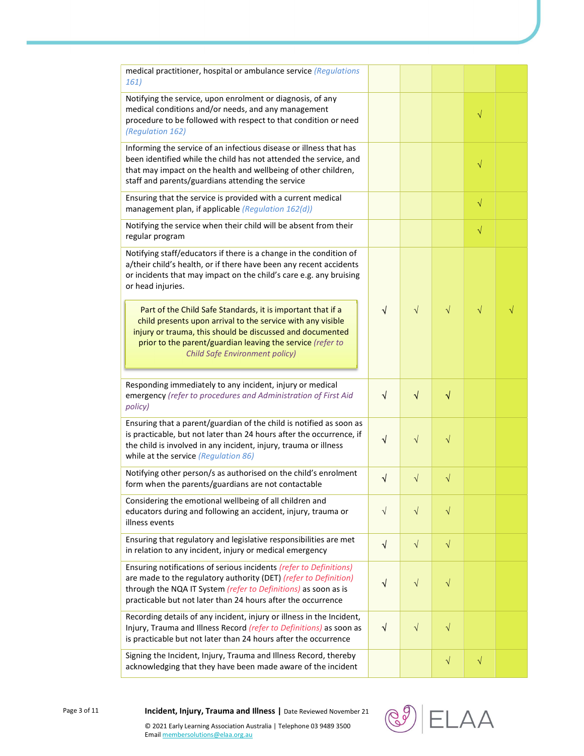| | | | | | |
|---|---|---|---|---|---|
| medical practitioner, hospital or ambulance service *(Regulations 161)* | | | | | |
| Notifying the service, upon enrolment or diagnosis, of any medical conditions and/or needs, and any management procedure to be followed with respect to that condition or need *(Regulation 162)* | | | | √ | |
| Informing the service of an infectious disease or illness that has been identified while the child has not attended the service, and that may impact on the health and wellbeing of other children, staff and parents/guardians attending the service | | | | √ | |
| Ensuring that the service is provided with a current medical management plan, if applicable *(Regulation 162(d))* | | | | √ | |
| Notifying the service when their child will be absent from their regular program | | | | √ | |
| Notifying staff/educators if there is a change in the condition of a/their child's health, or if there have been any recent accidents or incidents that may impact on the child's care e.g. any bruising or head injuries. Part of the Child Safe Standards, it is important that if a child presents upon arrival to the service with any visible injury or trauma, this should be discussed and documented prior to the parent/guardian leaving the service *(refer to Child Safe Environment policy)* | √ | √ | √ | √ | √ |
| Responding immediately to any incident, injury or medical emergency *(refer to procedures and Administration of First Aid policy)* | √ | √ | √ | | |
| Ensuring that a parent/guardian of the child is notified as soon as is practicable, but not later than 24 hours after the occurrence, if the child is involved in any incident, injury, trauma or illness while at the service *(Regulation 86)* | √ | √ | √ | | |
| Notifying other person/s as authorised on the child's enrolment form when the parents/guardians are not contactable | √ | √ | √ | | |
| Considering the emotional wellbeing of all children and educators during and following an accident, injury, trauma or illness events | √ | √ | √ | | |
| Ensuring that regulatory and legislative responsibilities are met in relation to any incident, injury or medical emergency | √ | √ | √ | | |
| Ensuring notifications of serious incidents *(refer to Definitions)* are made to the regulatory authority (DET) *(refer to Definition)* through the NQA IT System *(refer to Definitions)* as soon as is practicable but not later than 24 hours after the occurrence | √ | √ | √ | | |
| Recording details of any incident, injury or illness in the Incident, Injury, Trauma and Illness Record *(refer to Definitions)* as soon as is practicable but not later than 24 hours after the occurrence | √ | √ | √ | | |
| Signing the Incident, Injury, Trauma and Illness Record, thereby acknowledging that they have been made aware of the incident | | | √ | √ | |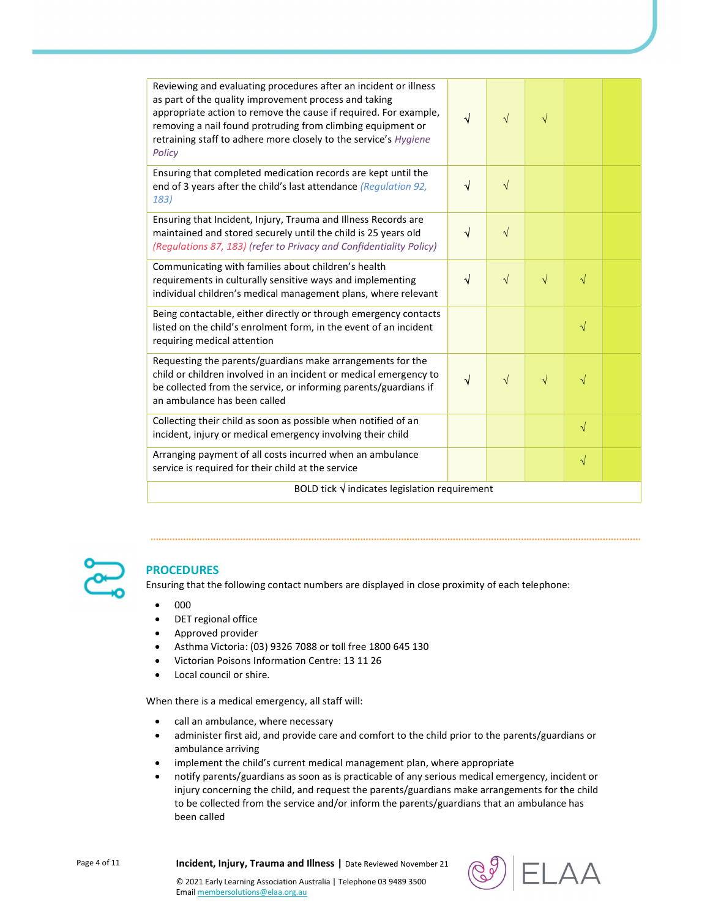| | | | | | |
|---|---|---|---|---|---|
| Reviewing and evaluating procedures after an incident or illness as part of the quality improvement process and taking appropriate action to remove the cause if required. For example, removing a nail found protruding from climbing equipment or retraining staff to adhere more closely to the service's *Hygiene Policy* | √ | √ | √ | | |
| Ensuring that completed medication records are kept until the end of 3 years after the child's last attendance *(Regulation 92, 183)* | √ | √ | | | |
| Ensuring that Incident, Injury, Trauma and Illness Records are maintained and stored securely until the child is 25 years old *(Regulations 87, 183) (refer to Privacy and Confidentiality Policy)* | √ | √ | | | |
| Communicating with families about children's health requirements in culturally sensitive ways and implementing individual children's medical management plans, where relevant | √ | √ | √ | √ | |
| Being contactable, either directly or through emergency contacts listed on the child's enrolment form, in the event of an incident requiring medical attention | | | | √ | |
| Requesting the parents/guardians make arrangements for the child or children involved in an incident or medical emergency to be collected from the service, or informing parents/guardians if an ambulance has been called | √ | √ | √ | √ | |
| Collecting their child as soon as possible when notified of an incident, injury or medical emergency involving their child | | | | √ | |
| Arranging payment of all costs incurred when an ambulance service is required for their child at the service | | | | √ | |
| BOLD tick √ indicates legislation requirement | | | | | |

## PROCEDURES

Ensuring that the following contact numbers are displayed in close proximity of each telephone:

- 000
- DET regional office
- Approved provider
- Asthma Victoria: (03) 9326 7088 or toll free 1800 645 130
- Victorian Poisons Information Centre: 13 11 26
- Local council or shire.

When there is a medical emergency, all staff will:

- call an ambulance, where necessary
- administer first aid, and provide care and comfort to the child prior to the parents/guardians or ambulance arriving
- implement the child's current medical management plan, where appropriate
- notify parents/guardians as soon as is practicable of any serious medical emergency, incident or injury concerning the child, and request the parents/guardians make arrangements for the child to be collected from the service and/or inform the parents/guardians that an ambulance has been called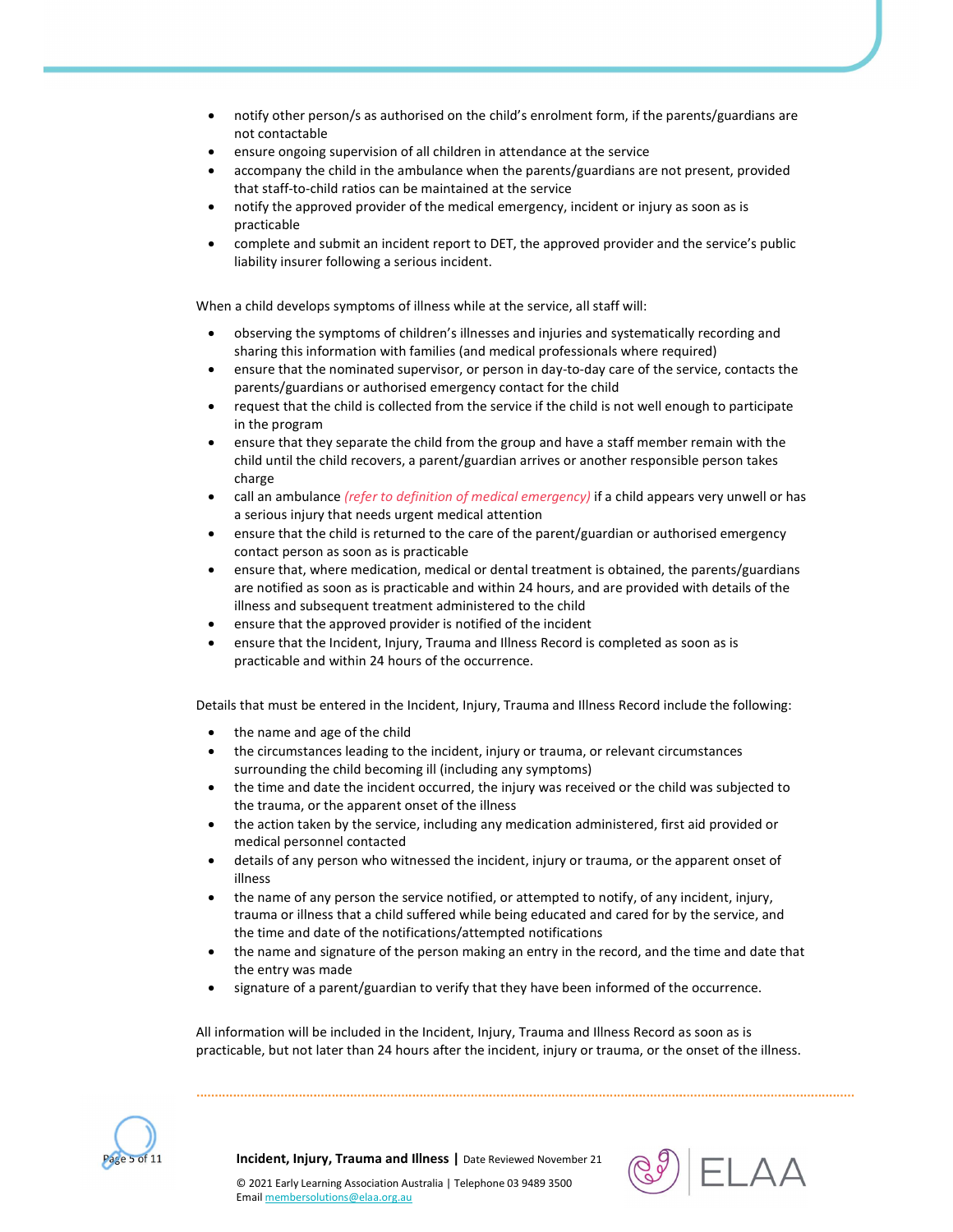- notify other person/s as authorised on the child's enrolment form, if the parents/guardians are not contactable
- ensure ongoing supervision of all children in attendance at the service
- accompany the child in the ambulance when the parents/guardians are not present, provided that staff-to-child ratios can be maintained at the service
- notify the approved provider of the medical emergency, incident or injury as soon as is practicable
- complete and submit an incident report to DET, the approved provider and the service's public liability insurer following a serious incident.

When a child develops symptoms of illness while at the service, all staff will:

- observing the symptoms of children's illnesses and injuries and systematically recording and sharing this information with families (and medical professionals where required)
- ensure that the nominated supervisor, or person in day-to-day care of the service, contacts the parents/guardians or authorised emergency contact for the child
- request that the child is collected from the service if the child is not well enough to participate in the program
- ensure that they separate the child from the group and have a staff member remain with the child until the child recovers, a parent/guardian arrives or another responsible person takes charge
- call an ambulance *(refer to definition of medical emergency)* if a child appears very unwell or has a serious injury that needs urgent medical attention
- ensure that the child is returned to the care of the parent/guardian or authorised emergency contact person as soon as is practicable
- ensure that, where medication, medical or dental treatment is obtained, the parents/guardians are notified as soon as is practicable and within 24 hours, and are provided with details of the illness and subsequent treatment administered to the child
- ensure that the approved provider is notified of the incident
- ensure that the Incident, Injury, Trauma and Illness Record is completed as soon as is practicable and within 24 hours of the occurrence.

Details that must be entered in the Incident, Injury, Trauma and Illness Record include the following:

- the name and age of the child
- the circumstances leading to the incident, injury or trauma, or relevant circumstances surrounding the child becoming ill (including any symptoms)
- the time and date the incident occurred, the injury was received or the child was subjected to the trauma, or the apparent onset of the illness
- the action taken by the service, including any medication administered, first aid provided or medical personnel contacted
- details of any person who witnessed the incident, injury or trauma, or the apparent onset of illness
- the name of any person the service notified, or attempted to notify, of any incident, injury, trauma or illness that a child suffered while being educated and cared for by the service, and the time and date of the notifications/attempted notifications
- the name and signature of the person making an entry in the record, and the time and date that the entry was made
- signature of a parent/guardian to verify that they have been informed of the occurrence.

All information will be included in the Incident, Injury, Trauma and Illness Record as soon as is practicable, but not later than 24 hours after the incident, injury or trauma, or the onset of the illness.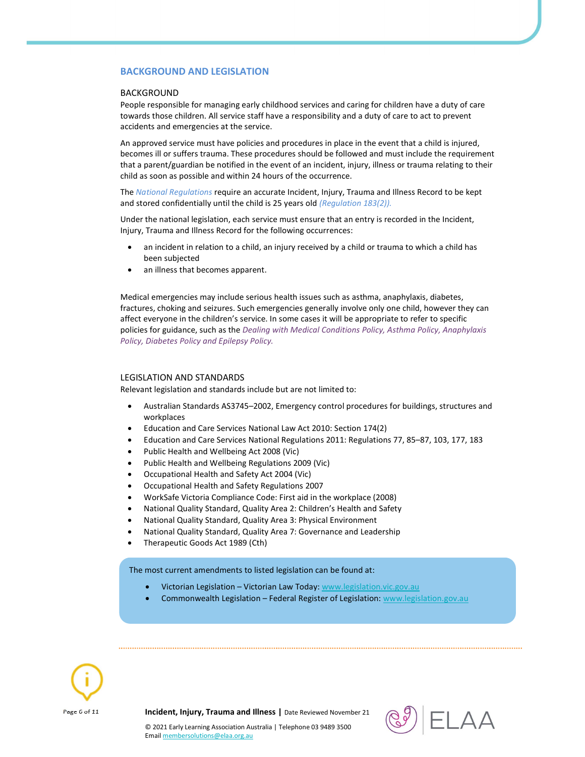## BACKGROUND AND LEGISLATION

### BACKGROUND

People responsible for managing early childhood services and caring for children have a duty of care towards those children. All service staff have a responsibility and a duty of care to act to prevent accidents and emergencies at the service.

An approved service must have policies and procedures in place in the event that a child is injured, becomes ill or suffers trauma. These procedures should be followed and must include the requirement that a parent/guardian be notified in the event of an incident, injury, illness or trauma relating to their child as soon as possible and within 24 hours of the occurrence.

The *National Regulations* require an accurate Incident, Injury, Trauma and Illness Record to be kept and stored confidentially until the child is 25 years old *(Regulation 183(2))*.

Under the national legislation, each service must ensure that an entry is recorded in the Incident, Injury, Trauma and Illness Record for the following occurrences:

- an incident in relation to a child, an injury received by a child or trauma to which a child has been subjected
- an illness that becomes apparent.

Medical emergencies may include serious health issues such as asthma, anaphylaxis, diabetes, fractures, choking and seizures. Such emergencies generally involve only one child, however they can affect everyone in the children's service. In some cases it will be appropriate to refer to specific policies for guidance, such as the *Dealing with Medical Conditions Policy, Asthma Policy, Anaphylaxis Policy, Diabetes Policy and Epilepsy Policy.*

### LEGISLATION AND STANDARDS

Relevant legislation and standards include but are not limited to:

- Australian Standards AS3745–2002, Emergency control procedures for buildings, structures and workplaces
- Education and Care Services National Law Act 2010: Section 174(2)
- Education and Care Services National Regulations 2011: Regulations 77, 85–87, 103, 177, 183
- Public Health and Wellbeing Act 2008 (Vic)
- Public Health and Wellbeing Regulations 2009 (Vic)
- Occupational Health and Safety Act 2004 (Vic)
- Occupational Health and Safety Regulations 2007
- WorkSafe Victoria Compliance Code: First aid in the workplace (2008)
- National Quality Standard, Quality Area 2: Children's Health and Safety
- National Quality Standard, Quality Area 3: Physical Environment
- National Quality Standard, Quality Area 7: Governance and Leadership
- Therapeutic Goods Act 1989 (Cth)

The most current amendments to listed legislation can be found at:

- Victorian Legislation – Victorian Law Today: www.legislation.vic.gov.au
- Commonwealth Legislation – Federal Register of Legislation: www.legislation.gov.au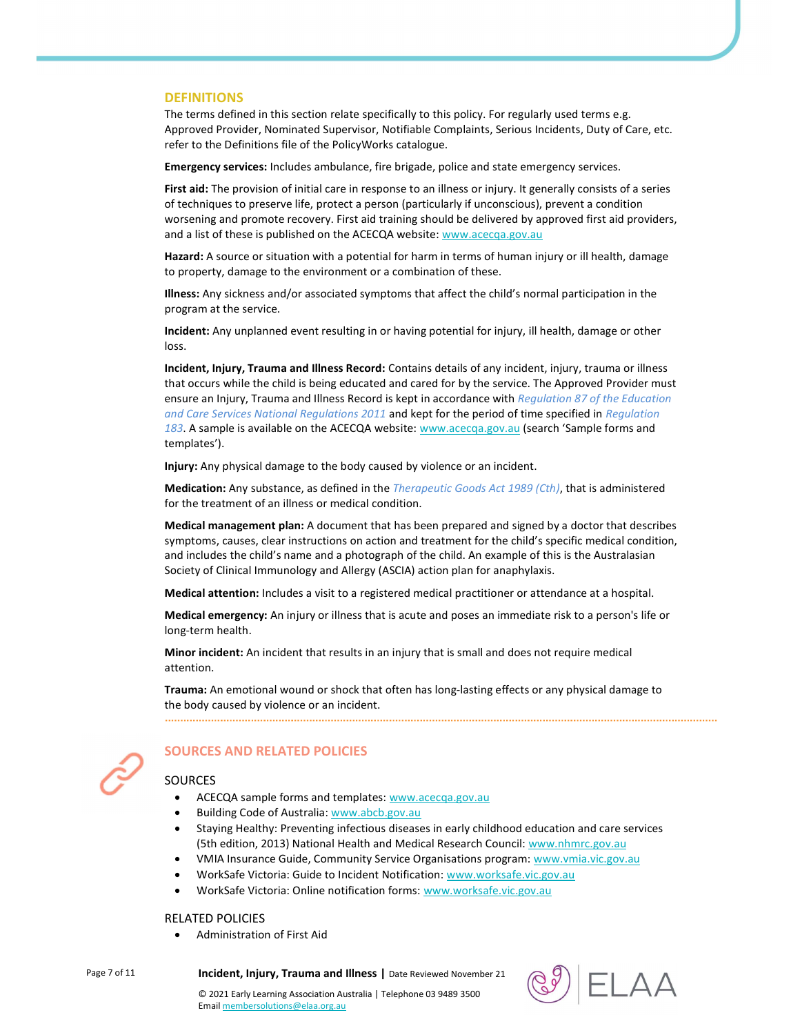## DEFINITIONS

The terms defined in this section relate specifically to this policy. For regularly used terms e.g. Approved Provider, Nominated Supervisor, Notifiable Complaints, Serious Incidents, Duty of Care, etc. refer to the Definitions file of the PolicyWorks catalogue.

**Emergency services:** Includes ambulance, fire brigade, police and state emergency services.

**First aid:** The provision of initial care in response to an illness or injury. It generally consists of a series of techniques to preserve life, protect a person (particularly if unconscious), prevent a condition worsening and promote recovery. First aid training should be delivered by approved first aid providers, and a list of these is published on the ACECQA website: www.acecqa.gov.au

**Hazard:** A source or situation with a potential for harm in terms of human injury or ill health, damage to property, damage to the environment or a combination of these.

**Illness:** Any sickness and/or associated symptoms that affect the child's normal participation in the program at the service.

**Incident:** Any unplanned event resulting in or having potential for injury, ill health, damage or other loss.

**Incident, Injury, Trauma and Illness Record:** Contains details of any incident, injury, trauma or illness that occurs while the child is being educated and cared for by the service. The Approved Provider must ensure an Injury, Trauma and Illness Record is kept in accordance with *Regulation 87 of the Education and Care Services National Regulations 2011* and kept for the period of time specified in *Regulation 183*. A sample is available on the ACECQA website: www.acecqa.gov.au (search 'Sample forms and templates').

**Injury:** Any physical damage to the body caused by violence or an incident.

**Medication:** Any substance, as defined in the *Therapeutic Goods Act 1989 (Cth)*, that is administered for the treatment of an illness or medical condition.

**Medical management plan:** A document that has been prepared and signed by a doctor that describes symptoms, causes, clear instructions on action and treatment for the child's specific medical condition, and includes the child's name and a photograph of the child. An example of this is the Australasian Society of Clinical Immunology and Allergy (ASCIA) action plan for anaphylaxis.

**Medical attention:** Includes a visit to a registered medical practitioner or attendance at a hospital.

**Medical emergency:** An injury or illness that is acute and poses an immediate risk to a person's life or long-term health.

**Minor incident:** An incident that results in an injury that is small and does not require medical attention.

**Trauma:** An emotional wound or shock that often has long-lasting effects or any physical damage to the body caused by violence or an incident.

## SOURCES AND RELATED POLICIES

### SOURCES

- ACECQA sample forms and templates: www.acecqa.gov.au
- Building Code of Australia: www.abcb.gov.au
- Staying Healthy: Preventing infectious diseases in early childhood education and care services (5th edition, 2013) National Health and Medical Research Council: www.nhmrc.gov.au
- VMIA Insurance Guide, Community Service Organisations program: www.vmia.vic.gov.au
- WorkSafe Victoria: Guide to Incident Notification: www.worksafe.vic.gov.au
- WorkSafe Victoria: Online notification forms: www.worksafe.vic.gov.au

### RELATED POLICIES

- Administration of First Aid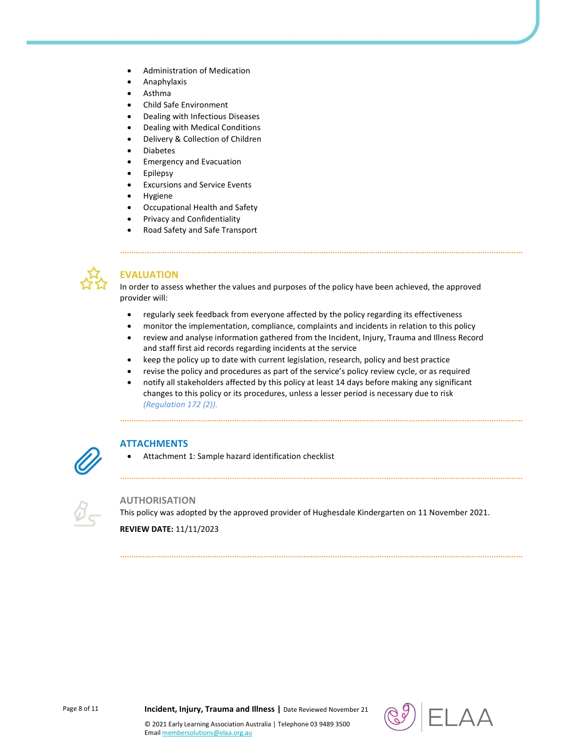- Administration of Medication
- Anaphylaxis
- Asthma
- Child Safe Environment
- Dealing with Infectious Diseases
- Dealing with Medical Conditions
- Delivery & Collection of Children
- Diabetes
- Emergency and Evacuation
- Epilepsy
- Excursions and Service Events
- Hygiene
- Occupational Health and Safety
- Privacy and Confidentiality
- Road Safety and Safe Transport

## EVALUATION

In order to assess whether the values and purposes of the policy have been achieved, the approved provider will:

- regularly seek feedback from everyone affected by the policy regarding its effectiveness
- monitor the implementation, compliance, complaints and incidents in relation to this policy
- review and analyse information gathered from the Incident, Injury, Trauma and Illness Record and staff first aid records regarding incidents at the service
- keep the policy up to date with current legislation, research, policy and best practice
- revise the policy and procedures as part of the service's policy review cycle, or as required
- notify all stakeholders affected by this policy at least 14 days before making any significant changes to this policy or its procedures, unless a lesser period is necessary due to risk *(Regulation 172 (2))*.

## ATTACHMENTS

- Attachment 1: Sample hazard identification checklist

## AUTHORISATION

This policy was adopted by the approved provider of Hughesdale Kindergarten on 11 November 2021.

**REVIEW DATE:** 11/11/2023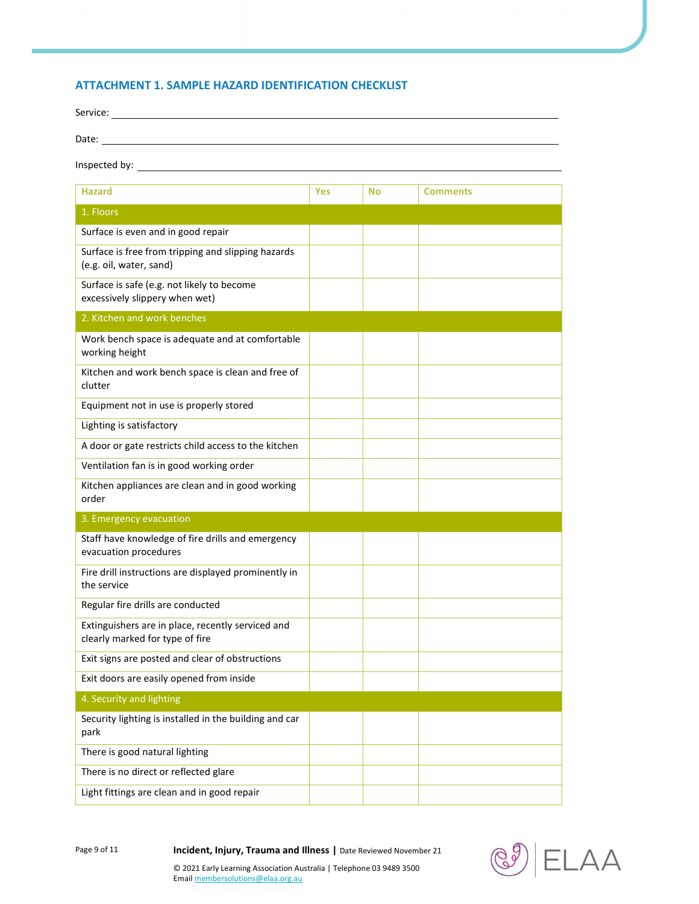## ATTACHMENT 1. SAMPLE HAZARD IDENTIFICATION CHECKLIST

Service: ______________________________________________

Date: ______________________________________________

Inspected by: ______________________________________________

| Hazard | Yes | No | Comments |
|---|---|---|---|
| **1. Floors** | | | |
| Surface is even and in good repair | | | |
| Surface is free from tripping and slipping hazards (e.g. oil, water, sand) | | | |
| Surface is safe (e.g. not likely to become excessively slippery when wet) | | | |
| **2. Kitchen and work benches** | | | |
| Work bench space is adequate and at comfortable working height | | | |
| Kitchen and work bench space is clean and free of clutter | | | |
| Equipment not in use is properly stored | | | |
| Lighting is satisfactory | | | |
| A door or gate restricts child access to the kitchen | | | |
| Ventilation fan is in good working order | | | |
| Kitchen appliances are clean and in good working order | | | |
| **3. Emergency evacuation** | | | |
| Staff have knowledge of fire drills and emergency evacuation procedures | | | |
| Fire drill instructions are displayed prominently in the service | | | |
| Regular fire drills are conducted | | | |
| Extinguishers are in place, recently serviced and clearly marked for type of fire | | | |
| Exit signs are posted and clear of obstructions | | | |
| Exit doors are easily opened from inside | | | |
| **4. Security and lighting** | | | |
| Security lighting is installed in the building and car park | | | |
| There is good natural lighting | | | |
| There is no direct or reflected glare | | | |
| Light fittings are clean and in good repair | | | |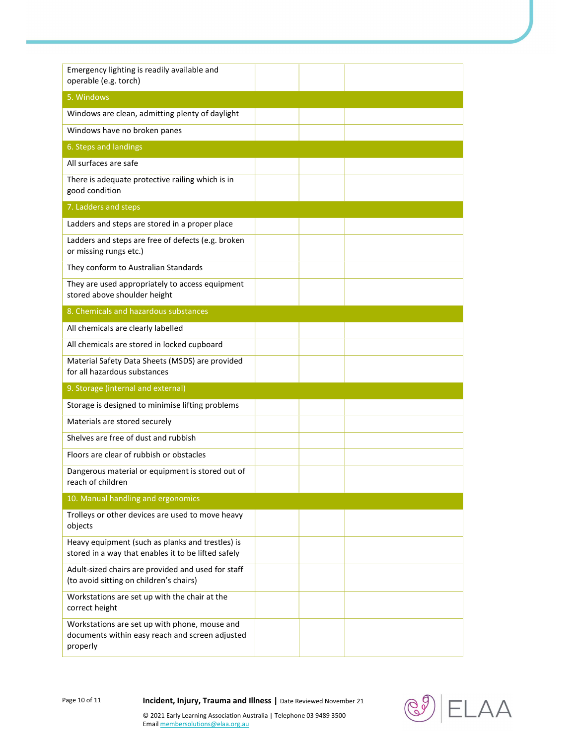| | | | |
|---|---|---|---|
| Emergency lighting is readily available and operable (e.g. torch) | | | |
| **5. Windows** | | | |
| Windows are clean, admitting plenty of daylight | | | |
| Windows have no broken panes | | | |
| **6. Steps and landings** | | | |
| All surfaces are safe | | | |
| There is adequate protective railing which is in good condition | | | |
| **7. Ladders and steps** | | | |
| Ladders and steps are stored in a proper place | | | |
| Ladders and steps are free of defects (e.g. broken or missing rungs etc.) | | | |
| They conform to Australian Standards | | | |
| They are used appropriately to access equipment stored above shoulder height | | | |
| **8. Chemicals and hazardous substances** | | | |
| All chemicals are clearly labelled | | | |
| All chemicals are stored in locked cupboard | | | |
| Material Safety Data Sheets (MSDS) are provided for all hazardous substances | | | |
| **9. Storage (internal and external)** | | | |
| Storage is designed to minimise lifting problems | | | |
| Materials are stored securely | | | |
| Shelves are free of dust and rubbish | | | |
| Floors are clear of rubbish or obstacles | | | |
| Dangerous material or equipment is stored out of reach of children | | | |
| **10. Manual handling and ergonomics** | | | |
| Trolleys or other devices are used to move heavy objects | | | |
| Heavy equipment (such as planks and trestles) is stored in a way that enables it to be lifted safely | | | |
| Adult-sized chairs are provided and used for staff (to avoid sitting on children's chairs) | | | |
| Workstations are set up with the chair at the correct height | | | |
| Workstations are set up with phone, mouse and documents within easy reach and screen adjusted properly | | | |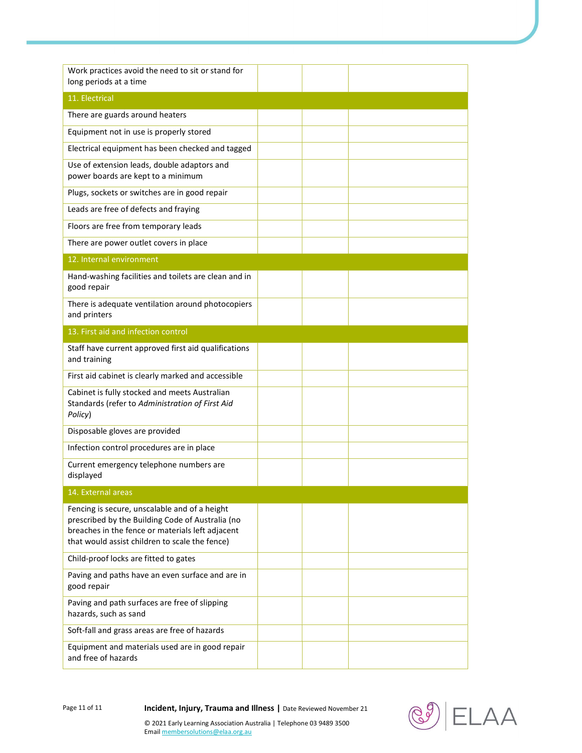| | | | |
|---|---|---|---|
| Work practices avoid the need to sit or stand for long periods at a time | | | |
| 11. Electrical | | | |
| There are guards around heaters | | | |
| Equipment not in use is properly stored | | | |
| Electrical equipment has been checked and tagged | | | |
| Use of extension leads, double adaptors and power boards are kept to a minimum | | | |
| Plugs, sockets or switches are in good repair | | | |
| Leads are free of defects and fraying | | | |
| Floors are free from temporary leads | | | |
| There are power outlet covers in place | | | |
| 12. Internal environment | | | |
| Hand-washing facilities and toilets are clean and in good repair | | | |
| There is adequate ventilation around photocopiers and printers | | | |
| 13. First aid and infection control | | | |
| Staff have current approved first aid qualifications and training | | | |
| First aid cabinet is clearly marked and accessible | | | |
| Cabinet is fully stocked and meets Australian Standards (refer to *Administration of First Aid Policy*) | | | |
| Disposable gloves are provided | | | |
| Infection control procedures are in place | | | |
| Current emergency telephone numbers are displayed | | | |
| 14. External areas | | | |
| Fencing is secure, unscalable and of a height prescribed by the Building Code of Australia (no breaches in the fence or materials left adjacent that would assist children to scale the fence) | | | |
| Child-proof locks are fitted to gates | | | |
| Paving and paths have an even surface and are in good repair | | | |
| Paving and path surfaces are free of slipping hazards, such as sand | | | |
| Soft-fall and grass areas are free of hazards | | | |
| Equipment and materials used are in good repair and free of hazards | | | |